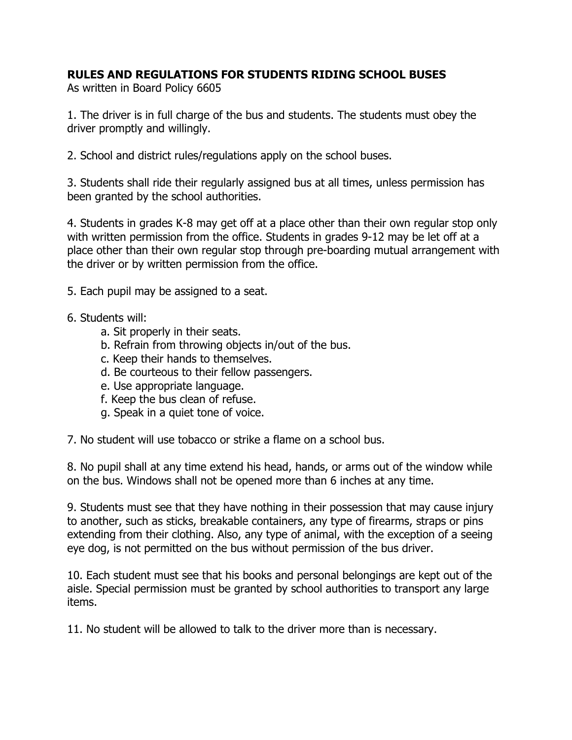**RULES AND REGULATIONS FOR STUDENTS RIDING SCHOOL BUSES**

As written in Board Policy 6605

1. The driver is in full charge of the bus and students. The students must obey the driver promptly and willingly.

2. School and district rules/regulations apply on the school buses.

3. Students shall ride their regularly assigned bus at all times, unless permission has been granted by the school authorities.

4. Students in grades K-8 may get off at a place other than their own regular stop only with written permission from the office. Students in grades 9-12 may be let off at a place other than their own regular stop through pre-boarding mutual arrangement with the driver or by written permission from the office.

5. Each pupil may be assigned to a seat.

6. Students will:
    - a. Sit properly in their seats.
    - b. Refrain from throwing objects in/out of the bus.
    - c. Keep their hands to themselves.
    - d. Be courteous to their fellow passengers.
    - e. Use appropriate language.
    - f. Keep the bus clean of refuse.
    - g. Speak in a quiet tone of voice.

7. No student will use tobacco or strike a flame on a school bus.

8. No pupil shall at any time extend his head, hands, or arms out of the window while on the bus. Windows shall not be opened more than 6 inches at any time.

9. Students must see that they have nothing in their possession that may cause injury to another, such as sticks, breakable containers, any type of firearms, straps or pins extending from their clothing. Also, any type of animal, with the exception of a seeing eye dog, is not permitted on the bus without permission of the bus driver.

10. Each student must see that his books and personal belongings are kept out of the aisle. Special permission must be granted by school authorities to transport any large items.

11. No student will be allowed to talk to the driver more than is necessary.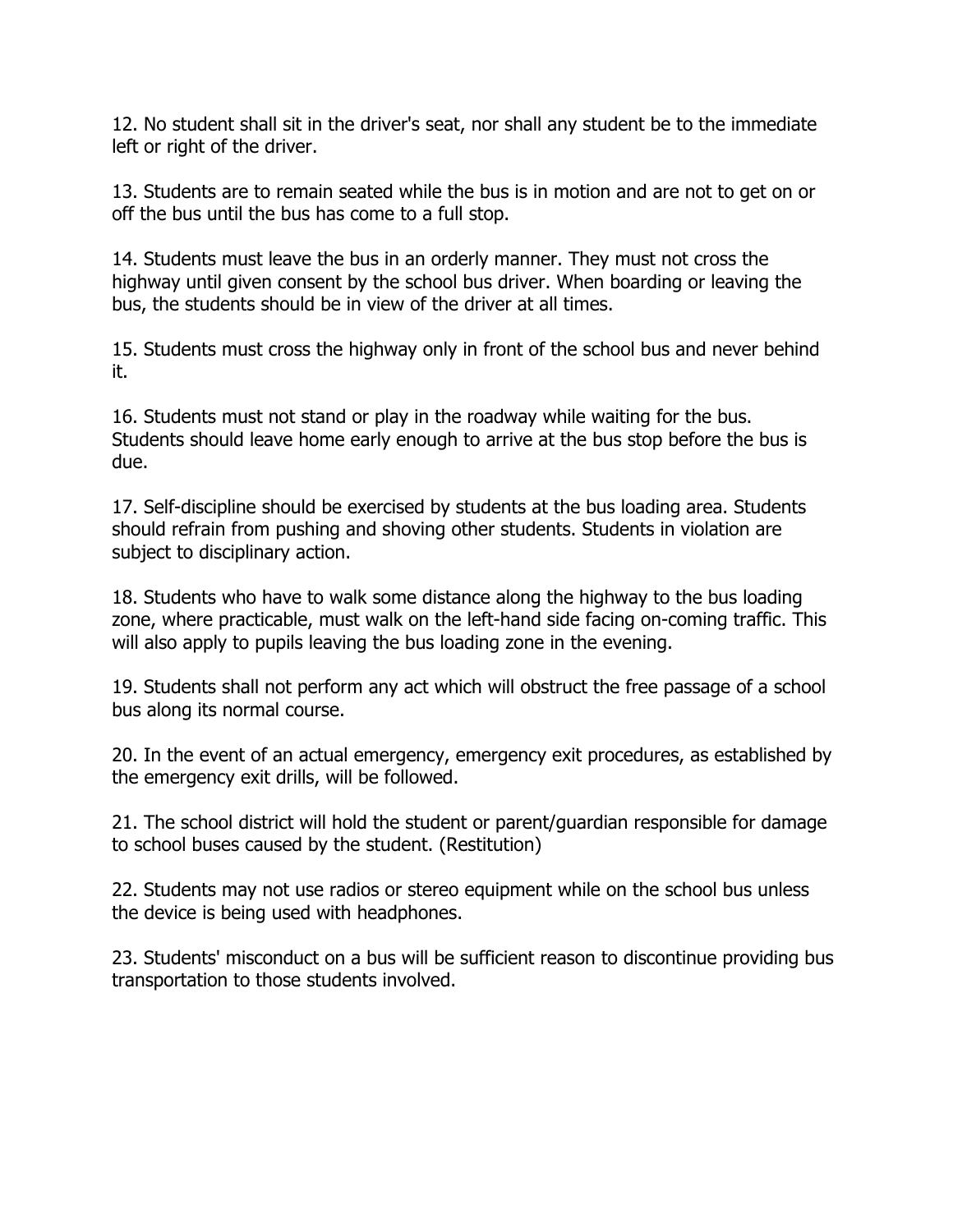12. No student shall sit in the driver's seat, nor shall any student be to the immediate left or right of the driver.

13. Students are to remain seated while the bus is in motion and are not to get on or off the bus until the bus has come to a full stop.

14. Students must leave the bus in an orderly manner. They must not cross the highway until given consent by the school bus driver. When boarding or leaving the bus, the students should be in view of the driver at all times.

15. Students must cross the highway only in front of the school bus and never behind it.

16. Students must not stand or play in the roadway while waiting for the bus. Students should leave home early enough to arrive at the bus stop before the bus is due.

17. Self-discipline should be exercised by students at the bus loading area. Students should refrain from pushing and shoving other students. Students in violation are subject to disciplinary action.

18. Students who have to walk some distance along the highway to the bus loading zone, where practicable, must walk on the left-hand side facing on-coming traffic. This will also apply to pupils leaving the bus loading zone in the evening.

19. Students shall not perform any act which will obstruct the free passage of a school bus along its normal course.

20. In the event of an actual emergency, emergency exit procedures, as established by the emergency exit drills, will be followed.

21. The school district will hold the student or parent/guardian responsible for damage to school buses caused by the student. (Restitution)

22. Students may not use radios or stereo equipment while on the school bus unless the device is being used with headphones.

23. Students' misconduct on a bus will be sufficient reason to discontinue providing bus transportation to those students involved.